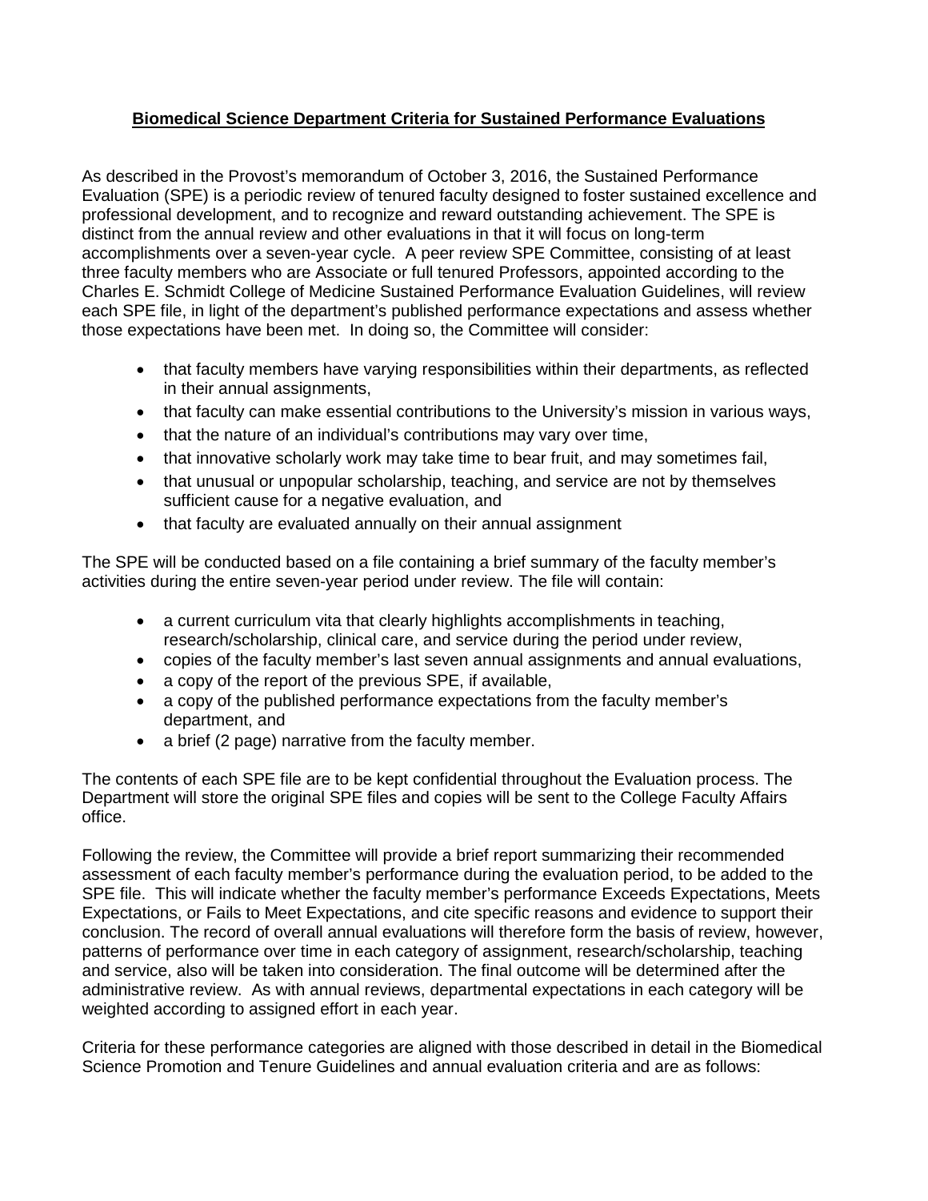# **Biomedical Science Department Criteria for Sustained Performance Evaluations**

As described in the Provost's memorandum of October 3, 2016, the Sustained Performance Evaluation (SPE) is a periodic review of tenured faculty designed to foster sustained excellence and professional development, and to recognize and reward outstanding achievement. The SPE is distinct from the annual review and other evaluations in that it will focus on long-term accomplishments over a seven-year cycle. A peer review SPE Committee, consisting of at least three faculty members who are Associate or full tenured Professors, appointed according to the Charles E. Schmidt College of Medicine Sustained Performance Evaluation Guidelines, will review each SPE file, in light of the department's published performance expectations and assess whether those expectations have been met. In doing so, the Committee will consider:

- that faculty members have varying responsibilities within their departments, as reflected in their annual assignments,
- that faculty can make essential contributions to the University's mission in various ways,
- that the nature of an individual's contributions may vary over time,
- that innovative scholarly work may take time to bear fruit, and may sometimes fail,
- that unusual or unpopular scholarship, teaching, and service are not by themselves sufficient cause for a negative evaluation, and
- that faculty are evaluated annually on their annual assignment

The SPE will be conducted based on a file containing a brief summary of the faculty member's activities during the entire seven-year period under review. The file will contain:

- a current curriculum vita that clearly highlights accomplishments in teaching, research/scholarship, clinical care, and service during the period under review,
- copies of the faculty member's last seven annual assignments and annual evaluations,
- a copy of the report of the previous SPE, if available,
- a copy of the published performance expectations from the faculty member's department, and
- a brief (2 page) narrative from the faculty member.

The contents of each SPE file are to be kept confidential throughout the Evaluation process. The Department will store the original SPE files and copies will be sent to the College Faculty Affairs office.

Following the review, the Committee will provide a brief report summarizing their recommended assessment of each faculty member's performance during the evaluation period, to be added to the SPE file. This will indicate whether the faculty member's performance Exceeds Expectations, Meets Expectations, or Fails to Meet Expectations, and cite specific reasons and evidence to support their conclusion. The record of overall annual evaluations will therefore form the basis of review, however, patterns of performance over time in each category of assignment, research/scholarship, teaching and service, also will be taken into consideration. The final outcome will be determined after the administrative review. As with annual reviews, departmental expectations in each category will be weighted according to assigned effort in each year.

Criteria for these performance categories are aligned with those described in detail in the Biomedical Science Promotion and Tenure Guidelines and annual evaluation criteria and are as follows: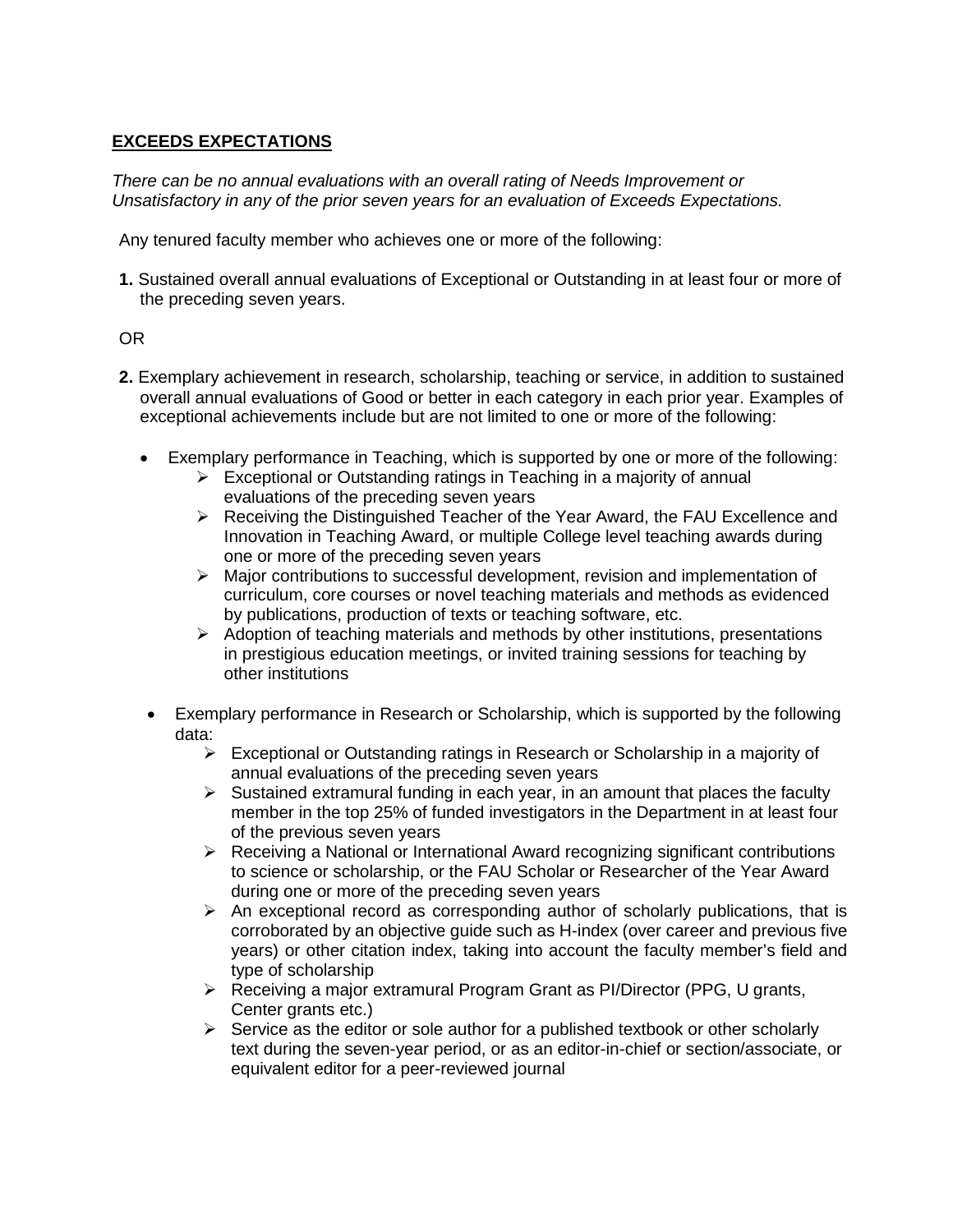**EXCEEDS EXPECTATIONS**

*There can be no annual evaluations with an overall rating of Needs Improvement or Unsatisfactory in any of the prior seven years for an evaluation of Exceeds Expectations.*

Any tenured faculty member who achieves one or more of the following:

**1.** Sustained overall annual evaluations of Exceptional or Outstanding in at least four or more of the preceding seven years.

OR

**2.** Exemplary achievement in research, scholarship, teaching or service, in addition to sustained overall annual evaluations of Good or better in each category in each prior year. Examples of exceptional achievements include but are not limited to one or more of the following:

- Exemplary performance in Teaching, which is supported by one or more of the following:
    - Exceptional or Outstanding ratings in Teaching in a majority of annual evaluations of the preceding seven years
    - Receiving the Distinguished Teacher of the Year Award, the FAU Excellence and Innovation in Teaching Award, or multiple College level teaching awards during one or more of the preceding seven years
    - Major contributions to successful development, revision and implementation of curriculum, core courses or novel teaching materials and methods as evidenced by publications, production of texts or teaching software, etc.
    - Adoption of teaching materials and methods by other institutions, presentations in prestigious education meetings, or invited training sessions for teaching by other institutions

- Exemplary performance in Research or Scholarship, which is supported by the following data:
    - Exceptional or Outstanding ratings in Research or Scholarship in a majority of annual evaluations of the preceding seven years
    - Sustained extramural funding in each year, in an amount that places the faculty member in the top 25% of funded investigators in the Department in at least four of the previous seven years
    - Receiving a National or International Award recognizing significant contributions to science or scholarship, or the FAU Scholar or Researcher of the Year Award during one or more of the preceding seven years
    - An exceptional record as corresponding author of scholarly publications, that is corroborated by an objective guide such as H-index (over career and previous five years) or other citation index, taking into account the faculty member's field and type of scholarship
    - Receiving a major extramural Program Grant as PI/Director (PPG, U grants, Center grants etc.)
    - Service as the editor or sole author for a published textbook or other scholarly text during the seven-year period, or as an editor-in-chief or section/associate, or equivalent editor for a peer-reviewed journal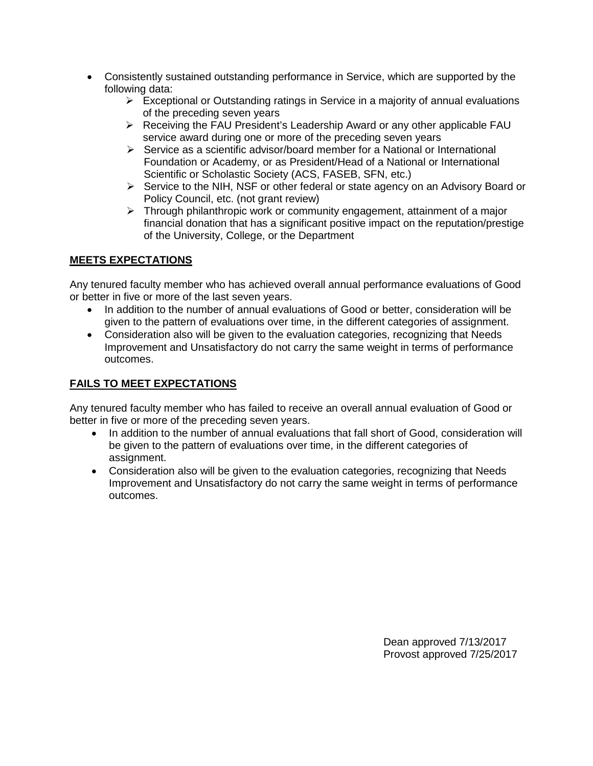- Consistently sustained outstanding performance in Service, which are supported by the following data:
  - Exceptional or Outstanding ratings in Service in a majority of annual evaluations of the preceding seven years
  - Receiving the FAU President's Leadership Award or any other applicable FAU service award during one or more of the preceding seven years
  - Service as a scientific advisor/board member for a National or International Foundation or Academy, or as President/Head of a National or International Scientific or Scholastic Society (ACS, FASEB, SFN, etc.)
  - Service to the NIH, NSF or other federal or state agency on an Advisory Board or Policy Council, etc. (not grant review)
  - Through philanthropic work or community engagement, attainment of a major financial donation that has a significant positive impact on the reputation/prestige of the University, College, or the Department

**MEETS EXPECTATIONS**

Any tenured faculty member who has achieved overall annual performance evaluations of Good or better in five or more of the last seven years.

- In addition to the number of annual evaluations of Good or better, consideration will be given to the pattern of evaluations over time, in the different categories of assignment.
- Consideration also will be given to the evaluation categories, recognizing that Needs Improvement and Unsatisfactory do not carry the same weight in terms of performance outcomes.

**FAILS TO MEET EXPECTATIONS**

Any tenured faculty member who has failed to receive an overall annual evaluation of Good or better in five or more of the preceding seven years.

- In addition to the number of annual evaluations that fall short of Good, consideration will be given to the pattern of evaluations over time, in the different categories of assignment.
- Consideration also will be given to the evaluation categories, recognizing that Needs Improvement and Unsatisfactory do not carry the same weight in terms of performance outcomes.

Dean approved 7/13/2017
Provost approved 7/25/2017